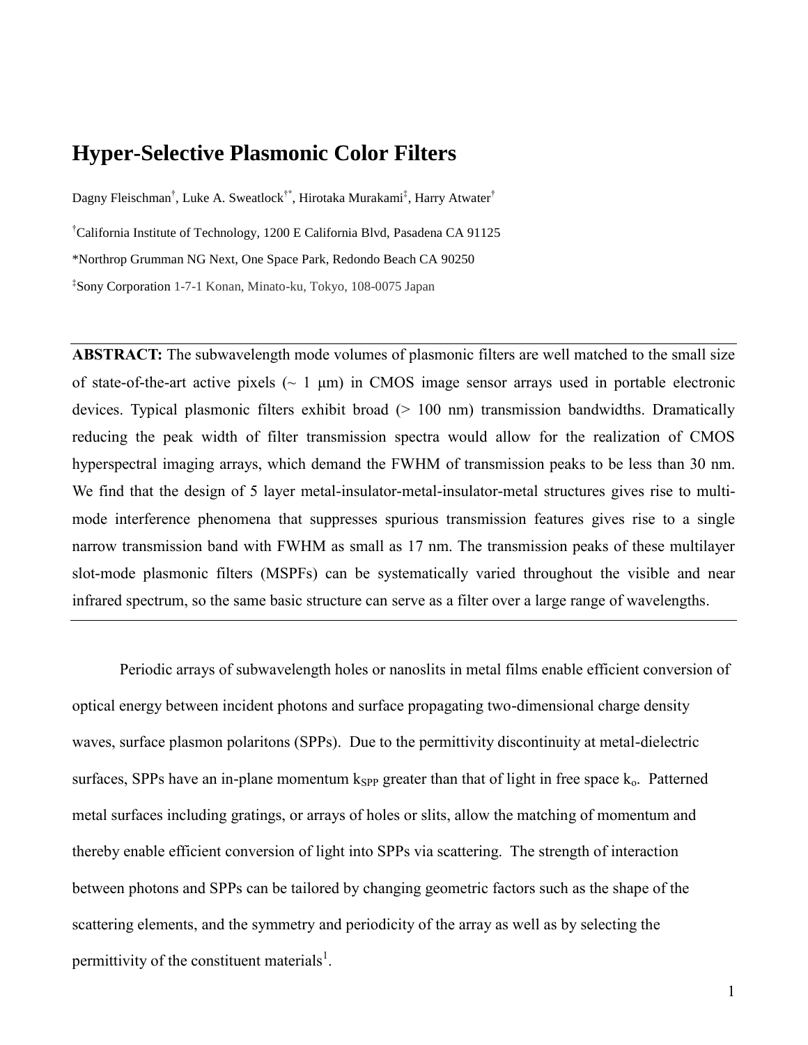# Hyper-Selective Plasmonic Color Filters

Dagny Fleischman[†], Luke A. Sweatlock[†*], Hirotaka Murakami[‡], Harry Atwater[†]

[†]California Institute of Technology, 1200 E California Blvd, Pasadena CA 91125

*Northrop Grumman NG Next, One Space Park, Redondo Beach CA 90250

[‡]Sony Corporation 1-7-1 Konan, Minato-ku, Tokyo, 108-0075 Japan

---

**ABSTRACT:** The subwavelength mode volumes of plasmonic filters are well matched to the small size of state-of-the-art active pixels (~ 1 μm) in CMOS image sensor arrays used in portable electronic devices. Typical plasmonic filters exhibit broad (> 100 nm) transmission bandwidths. Dramatically reducing the peak width of filter transmission spectra would allow for the realization of CMOS hyperspectral imaging arrays, which demand the FWHM of transmission peaks to be less than 30 nm. We find that the design of 5 layer metal-insulator-metal-insulator-metal structures gives rise to multi-mode interference phenomena that suppresses spurious transmission features gives rise to a single narrow transmission band with FWHM as small as 17 nm. The transmission peaks of these multilayer slot-mode plasmonic filters (MSPFs) can be systematically varied throughout the visible and near infrared spectrum, so the same basic structure can serve as a filter over a large range of wavelengths.

---

Periodic arrays of subwavelength holes or nanoslits in metal films enable efficient conversion of optical energy between incident photons and surface propagating two-dimensional charge density waves, surface plasmon polaritons (SPPs). Due to the permittivity discontinuity at metal-dielectric surfaces, SPPs have an in-plane momentum $k_{SPP}$ greater than that of light in free space $k_o$. Patterned metal surfaces including gratings, or arrays of holes or slits, allow the matching of momentum and thereby enable efficient conversion of light into SPPs via scattering. The strength of interaction between photons and SPPs can be tailored by changing geometric factors such as the shape of the scattering elements, and the symmetry and periodicity of the array as well as by selecting the permittivity of the constituent materials[1].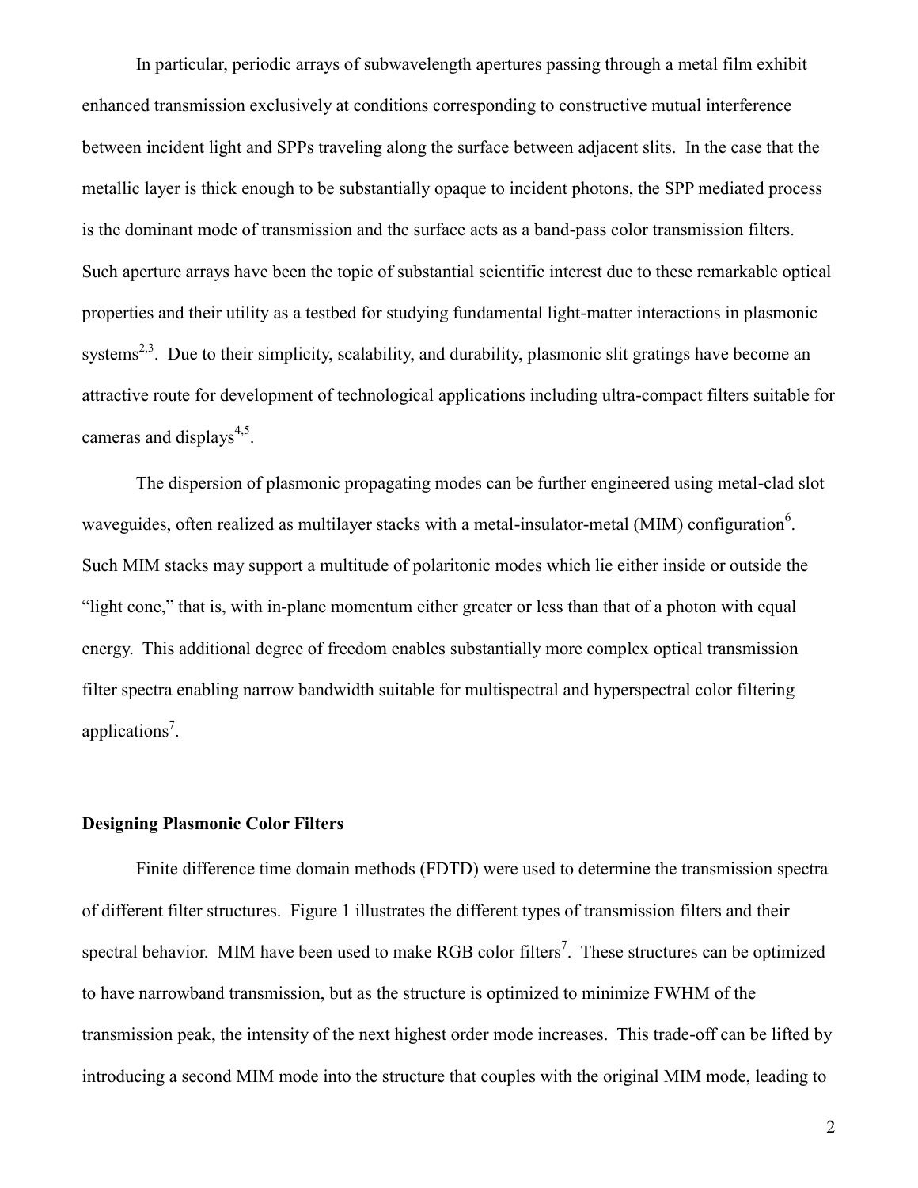In particular, periodic arrays of subwavelength apertures passing through a metal film exhibit enhanced transmission exclusively at conditions corresponding to constructive mutual interference between incident light and SPPs traveling along the surface between adjacent slits. In the case that the metallic layer is thick enough to be substantially opaque to incident photons, the SPP mediated process is the dominant mode of transmission and the surface acts as a band-pass color transmission filters. Such aperture arrays have been the topic of substantial scientific interest due to these remarkable optical properties and their utility as a testbed for studying fundamental light-matter interactions in plasmonic systems[2,3]. Due to their simplicity, scalability, and durability, plasmonic slit gratings have become an attractive route for development of technological applications including ultra-compact filters suitable for cameras and displays[4,5].

The dispersion of plasmonic propagating modes can be further engineered using metal-clad slot waveguides, often realized as multilayer stacks with a metal-insulator-metal (MIM) configuration[6]. Such MIM stacks may support a multitude of polaritonic modes which lie either inside or outside the "light cone," that is, with in-plane momentum either greater or less than that of a photon with equal energy. This additional degree of freedom enables substantially more complex optical transmission filter spectra enabling narrow bandwidth suitable for multispectral and hyperspectral color filtering applications[7].

## Designing Plasmonic Color Filters

Finite difference time domain methods (FDTD) were used to determine the transmission spectra of different filter structures. Figure 1 illustrates the different types of transmission filters and their spectral behavior. MIM have been used to make RGB color filters[7]. These structures can be optimized to have narrowband transmission, but as the structure is optimized to minimize FWHM of the transmission peak, the intensity of the next highest order mode increases. This trade-off can be lifted by introducing a second MIM mode into the structure that couples with the original MIM mode, leading to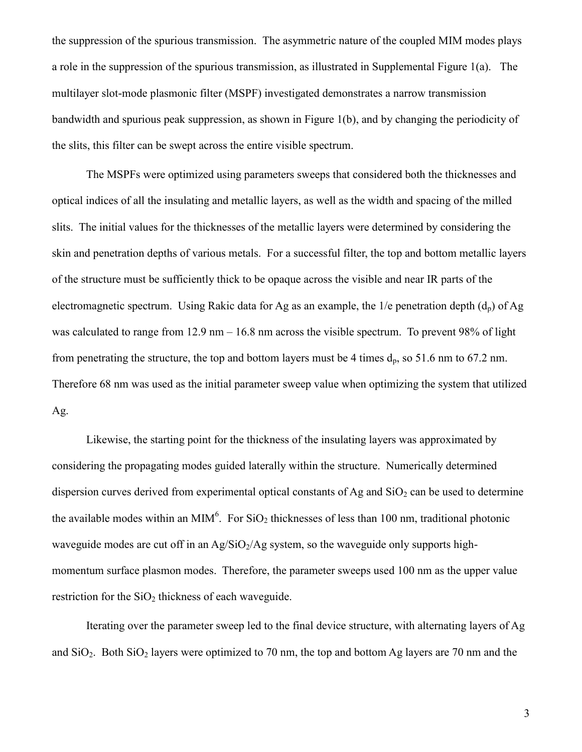the suppression of the spurious transmission. The asymmetric nature of the coupled MIM modes plays a role in the suppression of the spurious transmission, as illustrated in Supplemental Figure 1(a). The multilayer slot-mode plasmonic filter (MSPF) investigated demonstrates a narrow transmission bandwidth and spurious peak suppression, as shown in Figure 1(b), and by changing the periodicity of the slits, this filter can be swept across the entire visible spectrum.

The MSPFs were optimized using parameters sweeps that considered both the thicknesses and optical indices of all the insulating and metallic layers, as well as the width and spacing of the milled slits. The initial values for the thicknesses of the metallic layers were determined by considering the skin and penetration depths of various metals. For a successful filter, the top and bottom metallic layers of the structure must be sufficiently thick to be opaque across the visible and near IR parts of the electromagnetic spectrum. Using Rakic data for Ag as an example, the 1/e penetration depth ($d_p$) of Ag was calculated to range from 12.9 nm – 16.8 nm across the visible spectrum. To prevent 98% of light from penetrating the structure, the top and bottom layers must be 4 times $d_p$, so 51.6 nm to 67.2 nm. Therefore 68 nm was used as the initial parameter sweep value when optimizing the system that utilized Ag.

Likewise, the starting point for the thickness of the insulating layers was approximated by considering the propagating modes guided laterally within the structure. Numerically determined dispersion curves derived from experimental optical constants of Ag and $SiO_2$ can be used to determine the available modes within an MIM[6]. For $SiO_2$ thicknesses of less than 100 nm, traditional photonic waveguide modes are cut off in an Ag/$SiO_2$/Ag system, so the waveguide only supports high-momentum surface plasmon modes. Therefore, the parameter sweeps used 100 nm as the upper value restriction for the $SiO_2$ thickness of each waveguide.

Iterating over the parameter sweep led to the final device structure, with alternating layers of Ag and $SiO_2$. Both $SiO_2$ layers were optimized to 70 nm, the top and bottom Ag layers are 70 nm and the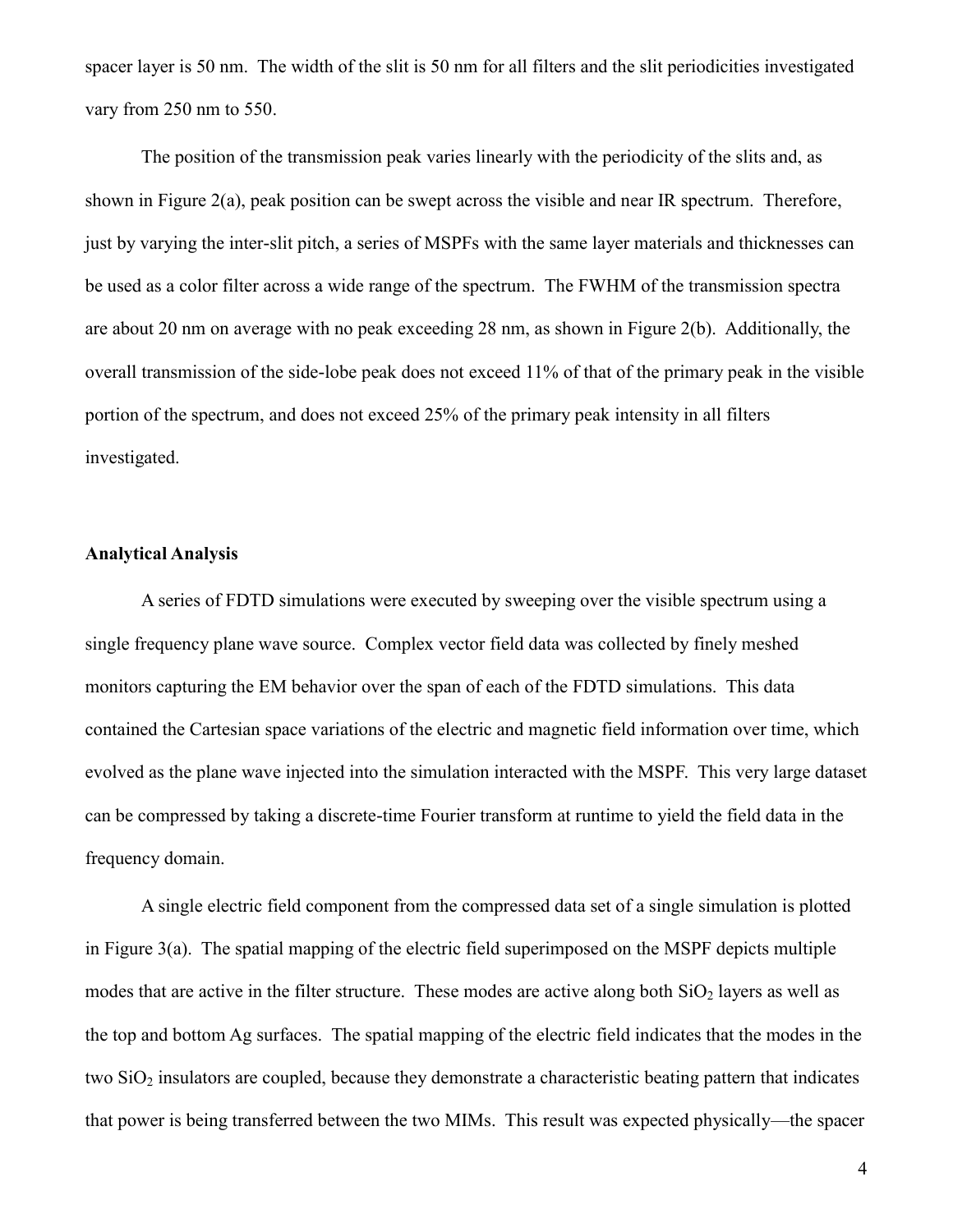spacer layer is 50 nm. The width of the slit is 50 nm for all filters and the slit periodicities investigated vary from 250 nm to 550.

The position of the transmission peak varies linearly with the periodicity of the slits and, as shown in Figure 2(a), peak position can be swept across the visible and near IR spectrum. Therefore, just by varying the inter-slit pitch, a series of MSPFs with the same layer materials and thicknesses can be used as a color filter across a wide range of the spectrum. The FWHM of the transmission spectra are about 20 nm on average with no peak exceeding 28 nm, as shown in Figure 2(b). Additionally, the overall transmission of the side-lobe peak does not exceed 11% of that of the primary peak in the visible portion of the spectrum, and does not exceed 25% of the primary peak intensity in all filters investigated.

## Analytical Analysis

A series of FDTD simulations were executed by sweeping over the visible spectrum using a single frequency plane wave source. Complex vector field data was collected by finely meshed monitors capturing the EM behavior over the span of each of the FDTD simulations. This data contained the Cartesian space variations of the electric and magnetic field information over time, which evolved as the plane wave injected into the simulation interacted with the MSPF. This very large dataset can be compressed by taking a discrete-time Fourier transform at runtime to yield the field data in the frequency domain.

A single electric field component from the compressed data set of a single simulation is plotted in Figure 3(a). The spatial mapping of the electric field superimposed on the MSPF depicts multiple modes that are active in the filter structure. These modes are active along both $SiO_2$ layers as well as the top and bottom Ag surfaces. The spatial mapping of the electric field indicates that the modes in the two $SiO_2$ insulators are coupled, because they demonstrate a characteristic beating pattern that indicates that power is being transferred between the two MIMs. This result was expected physically—the spacer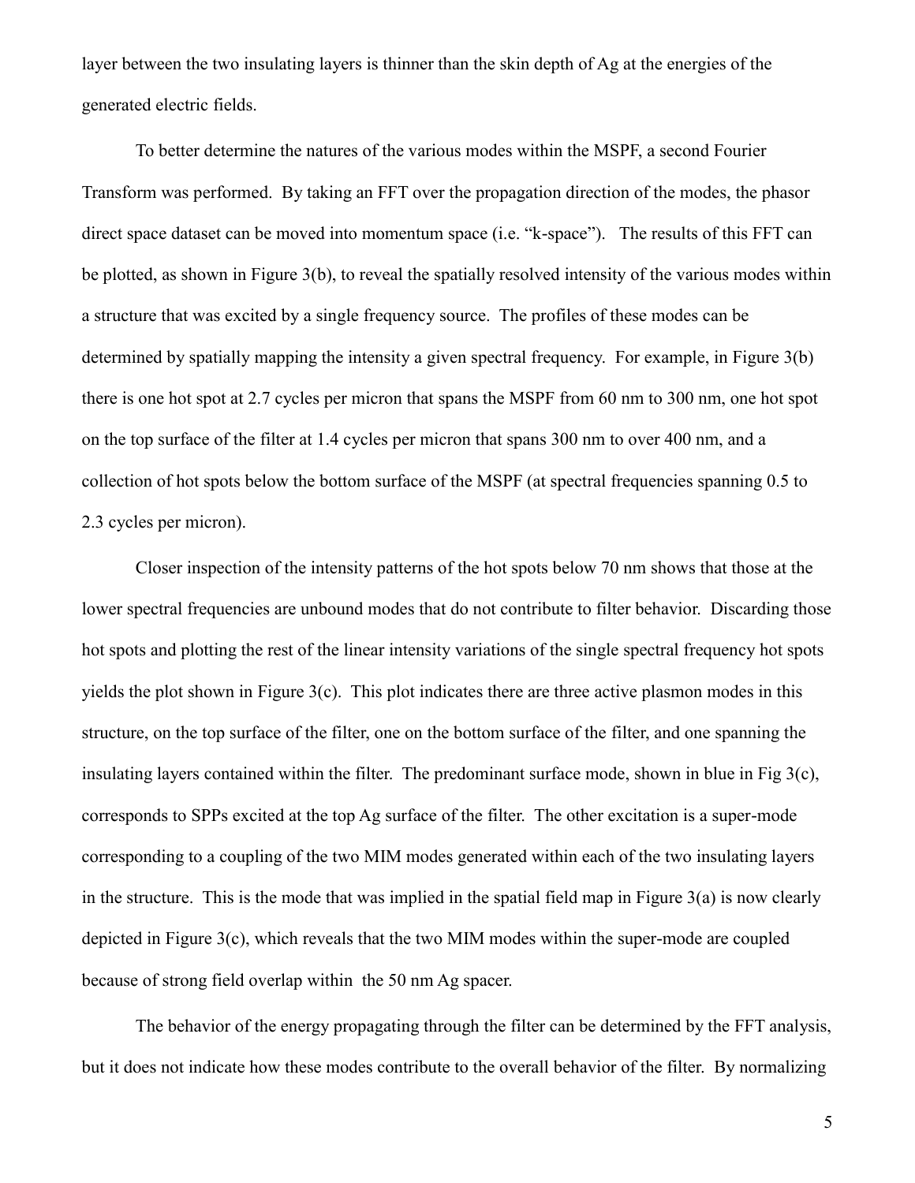layer between the two insulating layers is thinner than the skin depth of Ag at the energies of the generated electric fields.

To better determine the natures of the various modes within the MSPF, a second Fourier Transform was performed. By taking an FFT over the propagation direction of the modes, the phasor direct space dataset can be moved into momentum space (i.e. "k-space"). The results of this FFT can be plotted, as shown in Figure 3(b), to reveal the spatially resolved intensity of the various modes within a structure that was excited by a single frequency source. The profiles of these modes can be determined by spatially mapping the intensity a given spectral frequency. For example, in Figure 3(b) there is one hot spot at 2.7 cycles per micron that spans the MSPF from 60 nm to 300 nm, one hot spot on the top surface of the filter at 1.4 cycles per micron that spans 300 nm to over 400 nm, and a collection of hot spots below the bottom surface of the MSPF (at spectral frequencies spanning 0.5 to 2.3 cycles per micron).

Closer inspection of the intensity patterns of the hot spots below 70 nm shows that those at the lower spectral frequencies are unbound modes that do not contribute to filter behavior. Discarding those hot spots and plotting the rest of the linear intensity variations of the single spectral frequency hot spots yields the plot shown in Figure 3(c). This plot indicates there are three active plasmon modes in this structure, on the top surface of the filter, one on the bottom surface of the filter, and one spanning the insulating layers contained within the filter. The predominant surface mode, shown in blue in Fig 3(c), corresponds to SPPs excited at the top Ag surface of the filter. The other excitation is a super-mode corresponding to a coupling of the two MIM modes generated within each of the two insulating layers in the structure. This is the mode that was implied in the spatial field map in Figure 3(a) is now clearly depicted in Figure 3(c), which reveals that the two MIM modes within the super-mode are coupled because of strong field overlap within the 50 nm Ag spacer.

The behavior of the energy propagating through the filter can be determined by the FFT analysis, but it does not indicate how these modes contribute to the overall behavior of the filter. By normalizing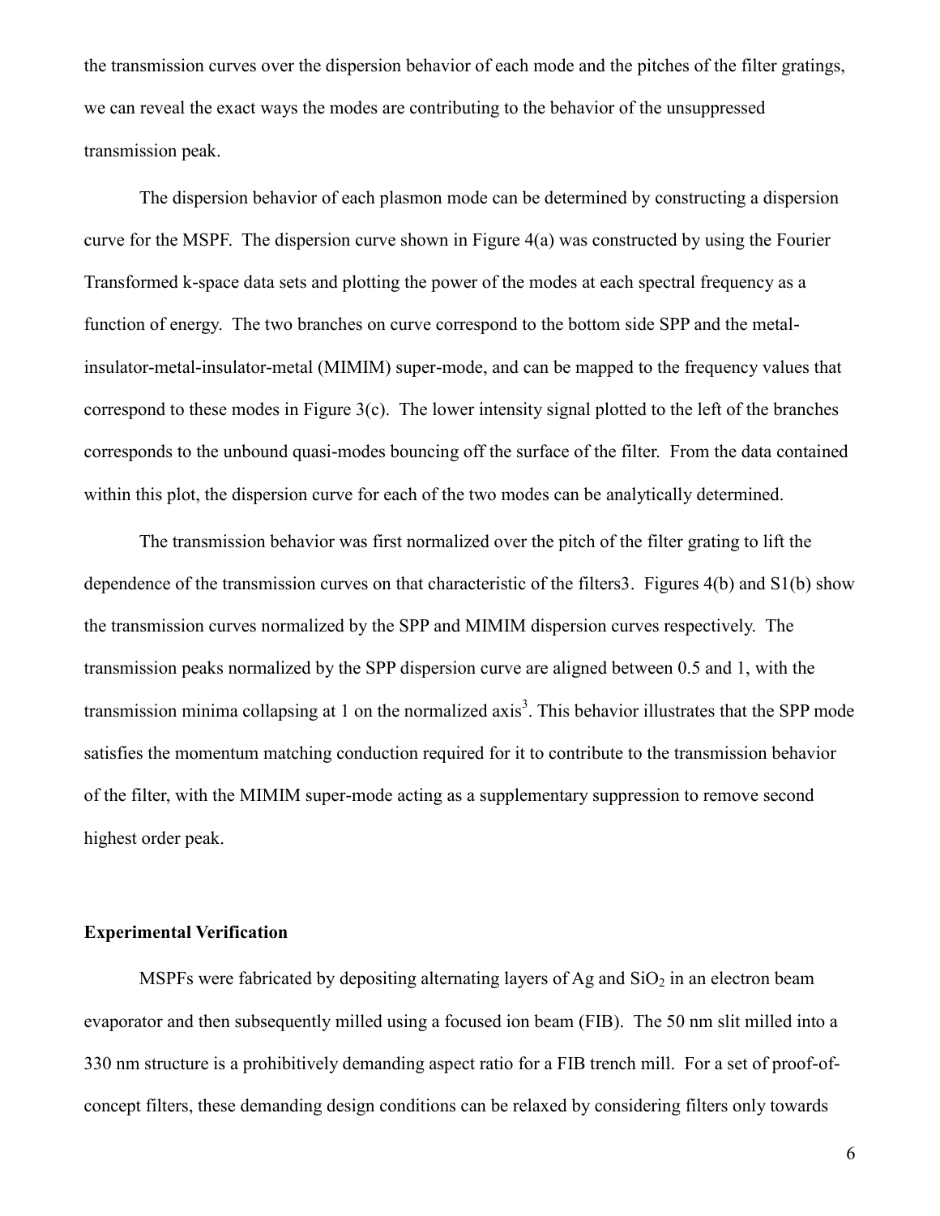the transmission curves over the dispersion behavior of each mode and the pitches of the filter gratings, we can reveal the exact ways the modes are contributing to the behavior of the unsuppressed transmission peak.

The dispersion behavior of each plasmon mode can be determined by constructing a dispersion curve for the MSPF. The dispersion curve shown in Figure 4(a) was constructed by using the Fourier Transformed k-space data sets and plotting the power of the modes at each spectral frequency as a function of energy. The two branches on curve correspond to the bottom side SPP and the metal-insulator-metal-insulator-metal (MIMIM) super-mode, and can be mapped to the frequency values that correspond to these modes in Figure 3(c). The lower intensity signal plotted to the left of the branches corresponds to the unbound quasi-modes bouncing off the surface of the filter. From the data contained within this plot, the dispersion curve for each of the two modes can be analytically determined.

The transmission behavior was first normalized over the pitch of the filter grating to lift the dependence of the transmission curves on that characteristic of the filters3. Figures 4(b) and S1(b) show the transmission curves normalized by the SPP and MIMIM dispersion curves respectively. The transmission peaks normalized by the SPP dispersion curve are aligned between 0.5 and 1, with the transmission minima collapsing at 1 on the normalized axis[3]. This behavior illustrates that the SPP mode satisfies the momentum matching conduction required for it to contribute to the transmission behavior of the filter, with the MIMIM super-mode acting as a supplementary suppression to remove second highest order peak.

### Experimental Verification

MSPFs were fabricated by depositing alternating layers of Ag and $SiO_2$ in an electron beam evaporator and then subsequently milled using a focused ion beam (FIB). The 50 nm slit milled into a 330 nm structure is a prohibitively demanding aspect ratio for a FIB trench mill. For a set of proof-of-concept filters, these demanding design conditions can be relaxed by considering filters only towards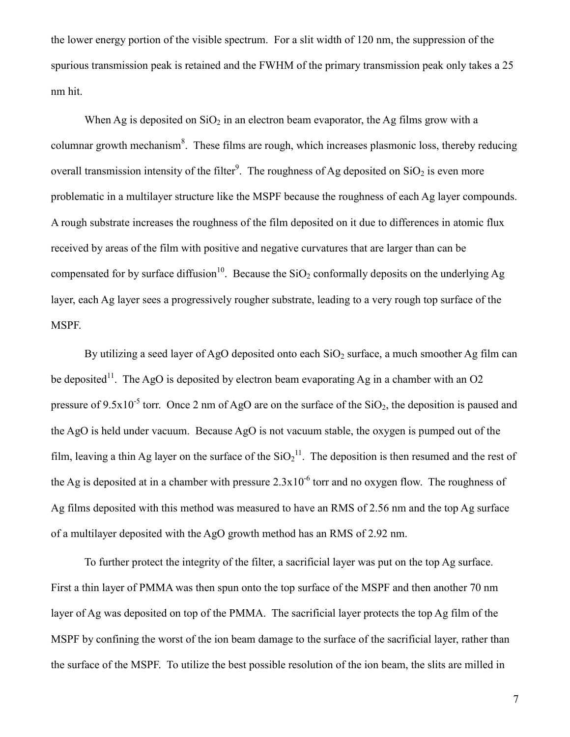the lower energy portion of the visible spectrum. For a slit width of 120 nm, the suppression of the spurious transmission peak is retained and the FWHM of the primary transmission peak only takes a 25 nm hit.

When Ag is deposited on $SiO_2$ in an electron beam evaporator, the Ag films grow with a columnar growth mechanism[8]. These films are rough, which increases plasmonic loss, thereby reducing overall transmission intensity of the filter[9]. The roughness of Ag deposited on $SiO_2$ is even more problematic in a multilayer structure like the MSPF because the roughness of each Ag layer compounds. A rough substrate increases the roughness of the film deposited on it due to differences in atomic flux received by areas of the film with positive and negative curvatures that are larger than can be compensated for by surface diffusion[10]. Because the $SiO_2$ conformally deposits on the underlying Ag layer, each Ag layer sees a progressively rougher substrate, leading to a very rough top surface of the MSPF.

By utilizing a seed layer of AgO deposited onto each $SiO_2$ surface, a much smoother Ag film can be deposited[11]. The AgO is deposited by electron beam evaporating Ag in a chamber with an O2 pressure of $9.5 \times 10^{-5}$ torr. Once 2 nm of AgO are on the surface of the $SiO_2$, the deposition is paused and the AgO is held under vacuum. Because AgO is not vacuum stable, the oxygen is pumped out of the film, leaving a thin Ag layer on the surface of the $SiO_2$[11]. The deposition is then resumed and the rest of the Ag is deposited at in a chamber with pressure $2.3 \times 10^{-6}$ torr and no oxygen flow. The roughness of Ag films deposited with this method was measured to have an RMS of 2.56 nm and the top Ag surface of a multilayer deposited with the AgO growth method has an RMS of 2.92 nm.

To further protect the integrity of the filter, a sacrificial layer was put on the top Ag surface. First a thin layer of PMMA was then spun onto the top surface of the MSPF and then another 70 nm layer of Ag was deposited on top of the PMMA. The sacrificial layer protects the top Ag film of the MSPF by confining the worst of the ion beam damage to the surface of the sacrificial layer, rather than the surface of the MSPF. To utilize the best possible resolution of the ion beam, the slits are milled in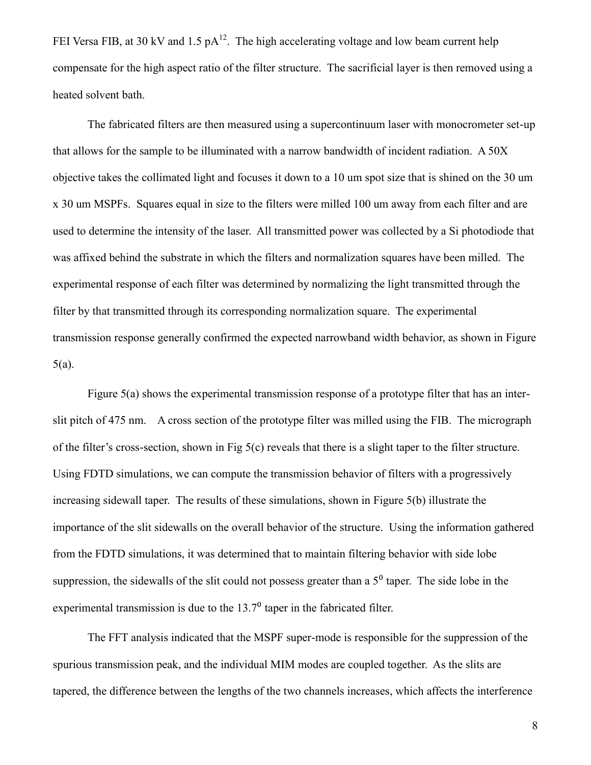FEI Versa FIB, at 30 kV and 1.5 pA[12]. The high accelerating voltage and low beam current help compensate for the high aspect ratio of the filter structure. The sacrificial layer is then removed using a heated solvent bath.

The fabricated filters are then measured using a supercontinuum laser with monocrometer set-up that allows for the sample to be illuminated with a narrow bandwidth of incident radiation. A 50X objective takes the collimated light and focuses it down to a 10 um spot size that is shined on the 30 um x 30 um MSPFs. Squares equal in size to the filters were milled 100 um away from each filter and are used to determine the intensity of the laser. All transmitted power was collected by a Si photodiode that was affixed behind the substrate in which the filters and normalization squares have been milled. The experimental response of each filter was determined by normalizing the light transmitted through the filter by that transmitted through its corresponding normalization square. The experimental transmission response generally confirmed the expected narrowband width behavior, as shown in Figure 5(a).

Figure 5(a) shows the experimental transmission response of a prototype filter that has an inter-slit pitch of 475 nm. A cross section of the prototype filter was milled using the FIB. The micrograph of the filter's cross-section, shown in Fig 5(c) reveals that there is a slight taper to the filter structure. Using FDTD simulations, we can compute the transmission behavior of filters with a progressively increasing sidewall taper. The results of these simulations, shown in Figure 5(b) illustrate the importance of the slit sidewalls on the overall behavior of the structure. Using the information gathered from the FDTD simulations, it was determined that to maintain filtering behavior with side lobe suppression, the sidewalls of the slit could not possess greater than a $5^0$ taper. The side lobe in the experimental transmission is due to the $13.7^0$ taper in the fabricated filter.

The FFT analysis indicated that the MSPF super-mode is responsible for the suppression of the spurious transmission peak, and the individual MIM modes are coupled together. As the slits are tapered, the difference between the lengths of the two channels increases, which affects the interference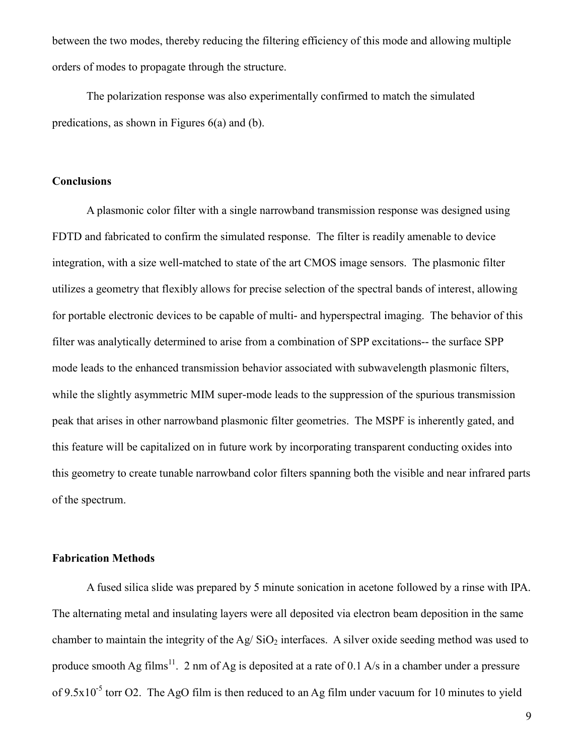between the two modes, thereby reducing the filtering efficiency of this mode and allowing multiple orders of modes to propagate through the structure.

The polarization response was also experimentally confirmed to match the simulated predications, as shown in Figures 6(a) and (b).

## Conclusions

A plasmonic color filter with a single narrowband transmission response was designed using FDTD and fabricated to confirm the simulated response. The filter is readily amenable to device integration, with a size well-matched to state of the art CMOS image sensors. The plasmonic filter utilizes a geometry that flexibly allows for precise selection of the spectral bands of interest, allowing for portable electronic devices to be capable of multi- and hyperspectral imaging. The behavior of this filter was analytically determined to arise from a combination of SPP excitations-- the surface SPP mode leads to the enhanced transmission behavior associated with subwavelength plasmonic filters, while the slightly asymmetric MIM super-mode leads to the suppression of the spurious transmission peak that arises in other narrowband plasmonic filter geometries. The MSPF is inherently gated, and this feature will be capitalized on in future work by incorporating transparent conducting oxides into this geometry to create tunable narrowband color filters spanning both the visible and near infrared parts of the spectrum.

## Fabrication Methods

A fused silica slide was prepared by 5 minute sonication in acetone followed by a rinse with IPA. The alternating metal and insulating layers were all deposited via electron beam deposition in the same chamber to maintain the integrity of the Ag/ $SiO_2$ interfaces. A silver oxide seeding method was used to produce smooth Ag films[11]. 2 nm of Ag is deposited at a rate of 0.1 A/s in a chamber under a pressure of $9.5x10^{-5}$ torr O2. The AgO film is then reduced to an Ag film under vacuum for 10 minutes to yield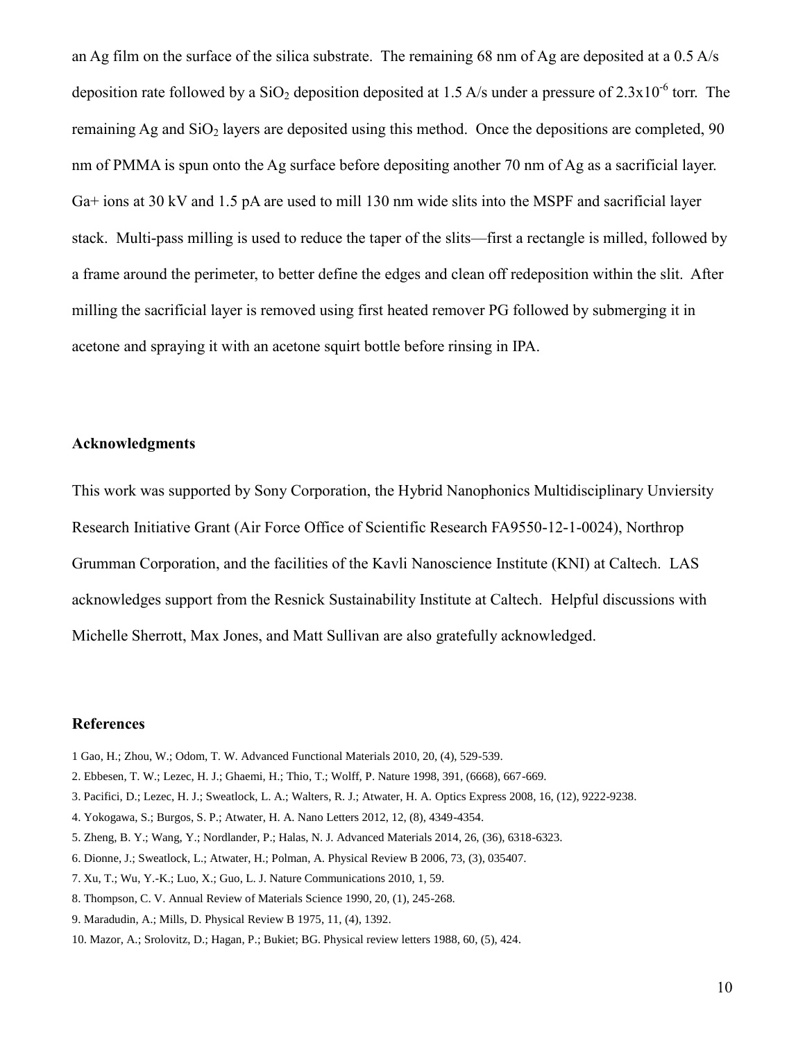an Ag film on the surface of the silica substrate. The remaining 68 nm of Ag are deposited at a 0.5 A/s deposition rate followed by a $SiO_2$ deposition deposited at 1.5 A/s under a pressure of $2.3 \times 10^{-6}$ torr. The remaining Ag and $SiO_2$ layers are deposited using this method. Once the depositions are completed, 90 nm of PMMA is spun onto the Ag surface before depositing another 70 nm of Ag as a sacrificial layer. Ga+ ions at 30 kV and 1.5 pA are used to mill 130 nm wide slits into the MSPF and sacrificial layer stack. Multi-pass milling is used to reduce the taper of the slits—first a rectangle is milled, followed by a frame around the perimeter, to better define the edges and clean off redeposition within the slit. After milling the sacrificial layer is removed using first heated remover PG followed by submerging it in acetone and spraying it with an acetone squirt bottle before rinsing in IPA.

## Acknowledgments

This work was supported by Sony Corporation, the Hybrid Nanophonics Multidisciplinary Unviersity Research Initiative Grant (Air Force Office of Scientific Research FA9550-12-1-0024), Northrop Grumman Corporation, and the facilities of the Kavli Nanoscience Institute (KNI) at Caltech. LAS acknowledges support from the Resnick Sustainability Institute at Caltech. Helpful discussions with Michelle Sherrott, Max Jones, and Matt Sullivan are also gratefully acknowledged.

## References

1 Gao, H.; Zhou, W.; Odom, T. W. Advanced Functional Materials 2010, 20, (4), 529-539.

2. Ebbesen, T. W.; Lezec, H. J.; Ghaemi, H.; Thio, T.; Wolff, P. Nature 1998, 391, (6668), 667-669.

3. Pacifici, D.; Lezec, H. J.; Sweatlock, L. A.; Walters, R. J.; Atwater, H. A. Optics Express 2008, 16, (12), 9222-9238.

4. Yokogawa, S.; Burgos, S. P.; Atwater, H. A. Nano Letters 2012, 12, (8), 4349-4354.

5. Zheng, B. Y.; Wang, Y.; Nordlander, P.; Halas, N. J. Advanced Materials 2014, 26, (36), 6318-6323.

6. Dionne, J.; Sweatlock, L.; Atwater, H.; Polman, A. Physical Review B 2006, 73, (3), 035407.

7. Xu, T.; Wu, Y.-K.; Luo, X.; Guo, L. J. Nature Communications 2010, 1, 59.

8. Thompson, C. V. Annual Review of Materials Science 1990, 20, (1), 245-268.

9. Maradudin, A.; Mills, D. Physical Review B 1975, 11, (4), 1392.

10. Mazor, A.; Srolovitz, D.; Hagan, P.; Bukiet; BG. Physical review letters 1988, 60, (5), 424.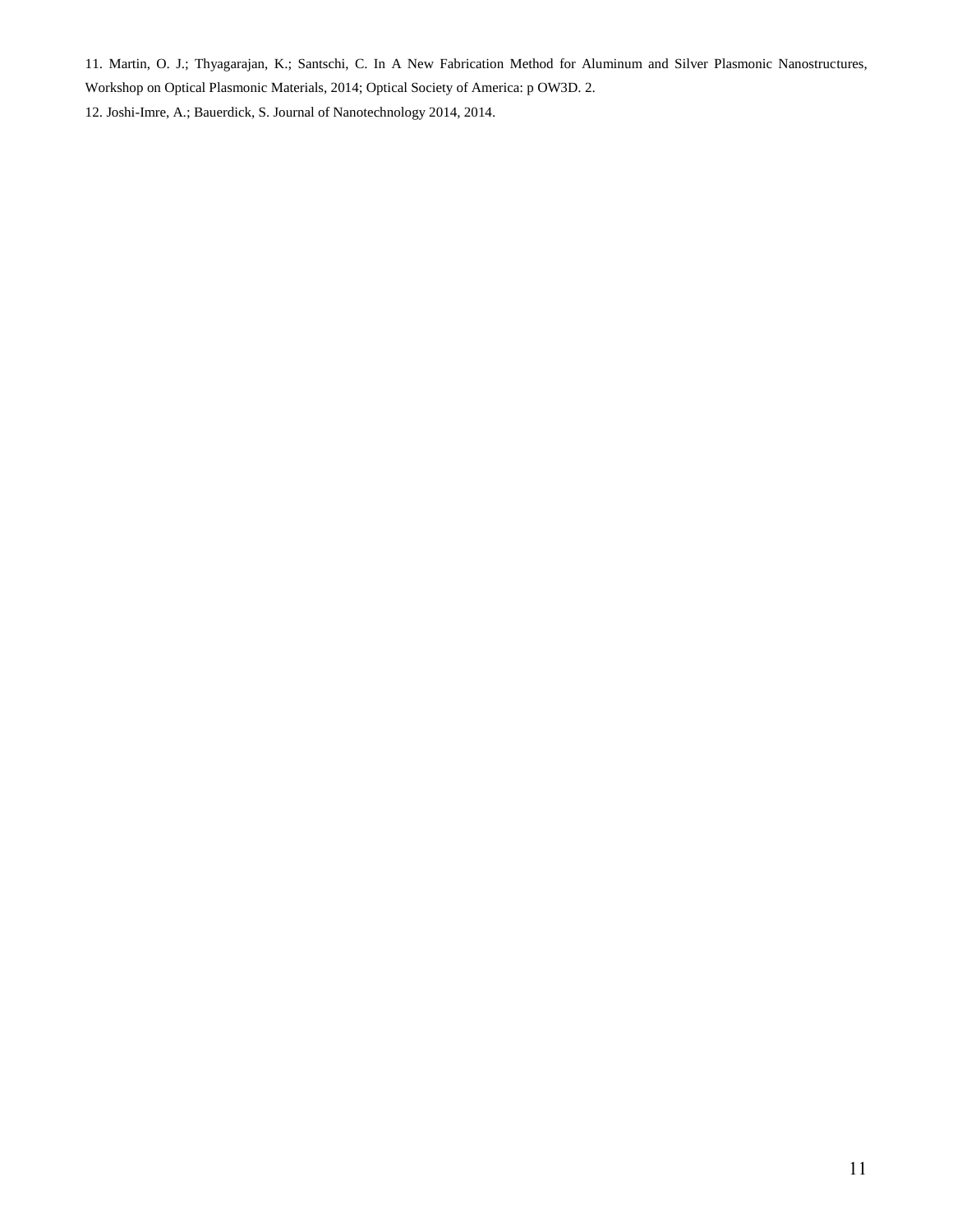11. Martin, O. J.; Thyagarajan, K.; Santschi, C. In A New Fabrication Method for Aluminum and Silver Plasmonic Nanostructures, Workshop on Optical Plasmonic Materials, 2014; Optical Society of America: p OW3D. 2.

12. Joshi-Imre, A.; Bauerdick, S. Journal of Nanotechnology 2014, 2014.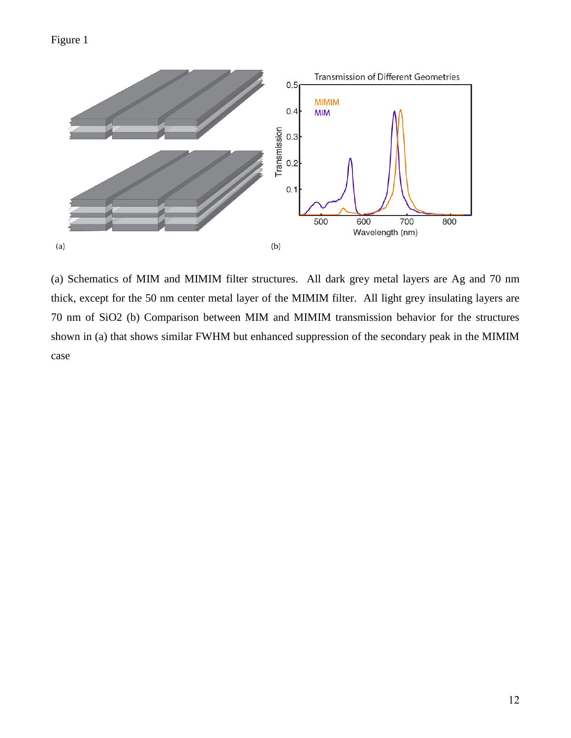Figure 1

(a) Schematics of MIM and MIMIM filter structures. All dark grey metal layers are Ag and 70 nm thick, except for the 50 nm center metal layer of the MIMIM filter. All light grey insulating layers are 70 nm of $SiO_2$ (b) Comparison between MIM and MIMIM transmission behavior for the structures shown in (a) that shows similar FWHM but enhanced suppression of the secondary peak in the MIMIM case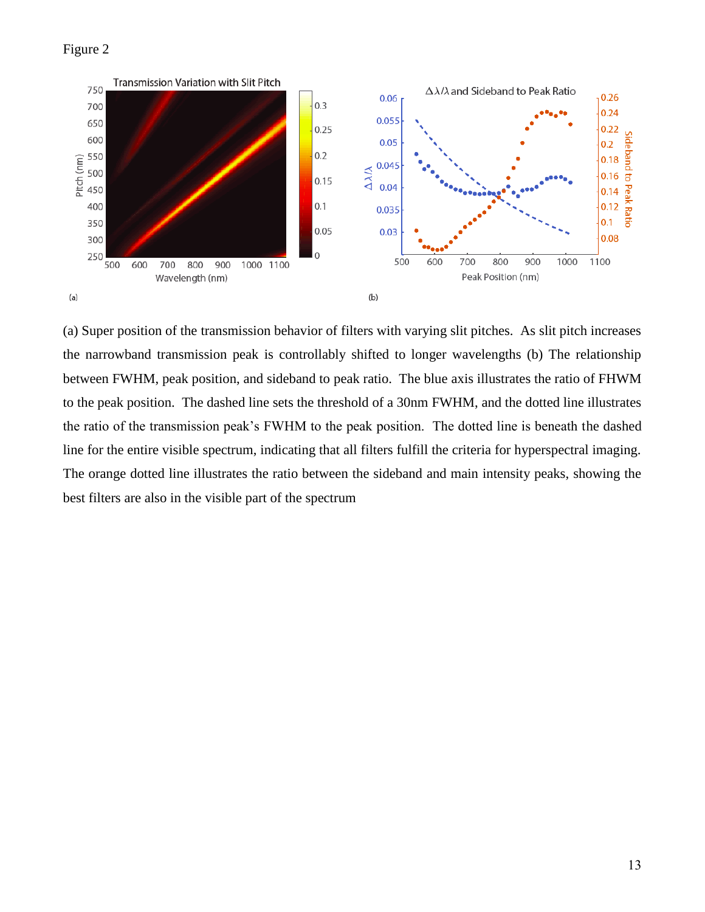Figure 2

(a) Super position of the transmission behavior of filters with varying slit pitches. As slit pitch increases the narrowband transmission peak is controllably shifted to longer wavelengths (b) The relationship between FWHM, peak position, and sideband to peak ratio. The blue axis illustrates the ratio of FHWM to the peak position. The dashed line sets the threshold of a 30nm FWHM, and the dotted line illustrates the ratio of the transmission peak's FWHM to the peak position. The dotted line is beneath the dashed line for the entire visible spectrum, indicating that all filters fulfill the criteria for hyperspectral imaging. The orange dotted line illustrates the ratio between the sideband and main intensity peaks, showing the best filters are also in the visible part of the spectrum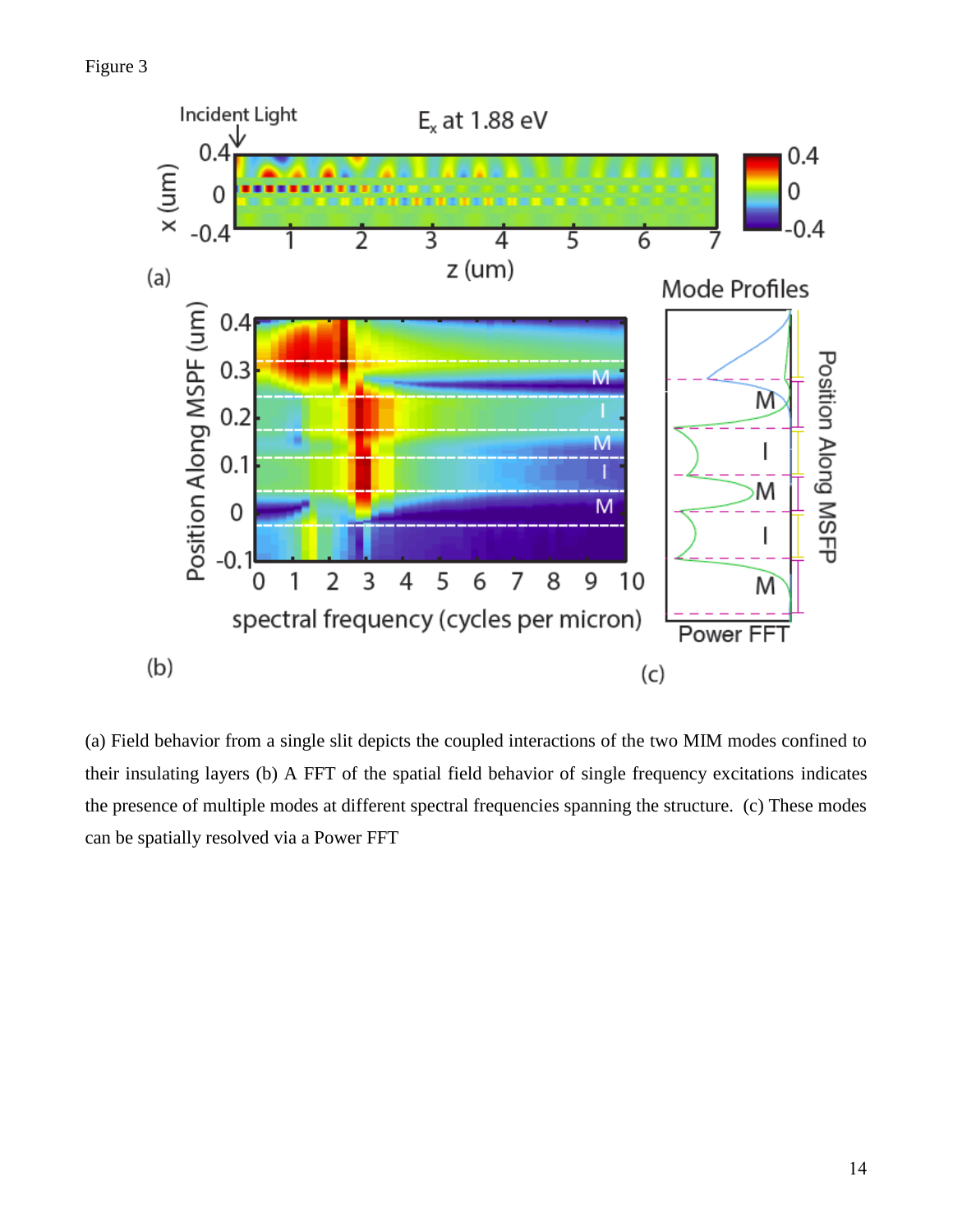Figure 3

(a) Field behavior from a single slit depicts the coupled interactions of the two MIM modes confined to their insulating layers (b) A FFT of the spatial field behavior of single frequency excitations indicates the presence of multiple modes at different spectral frequencies spanning the structure. (c) These modes can be spatially resolved via a Power FFT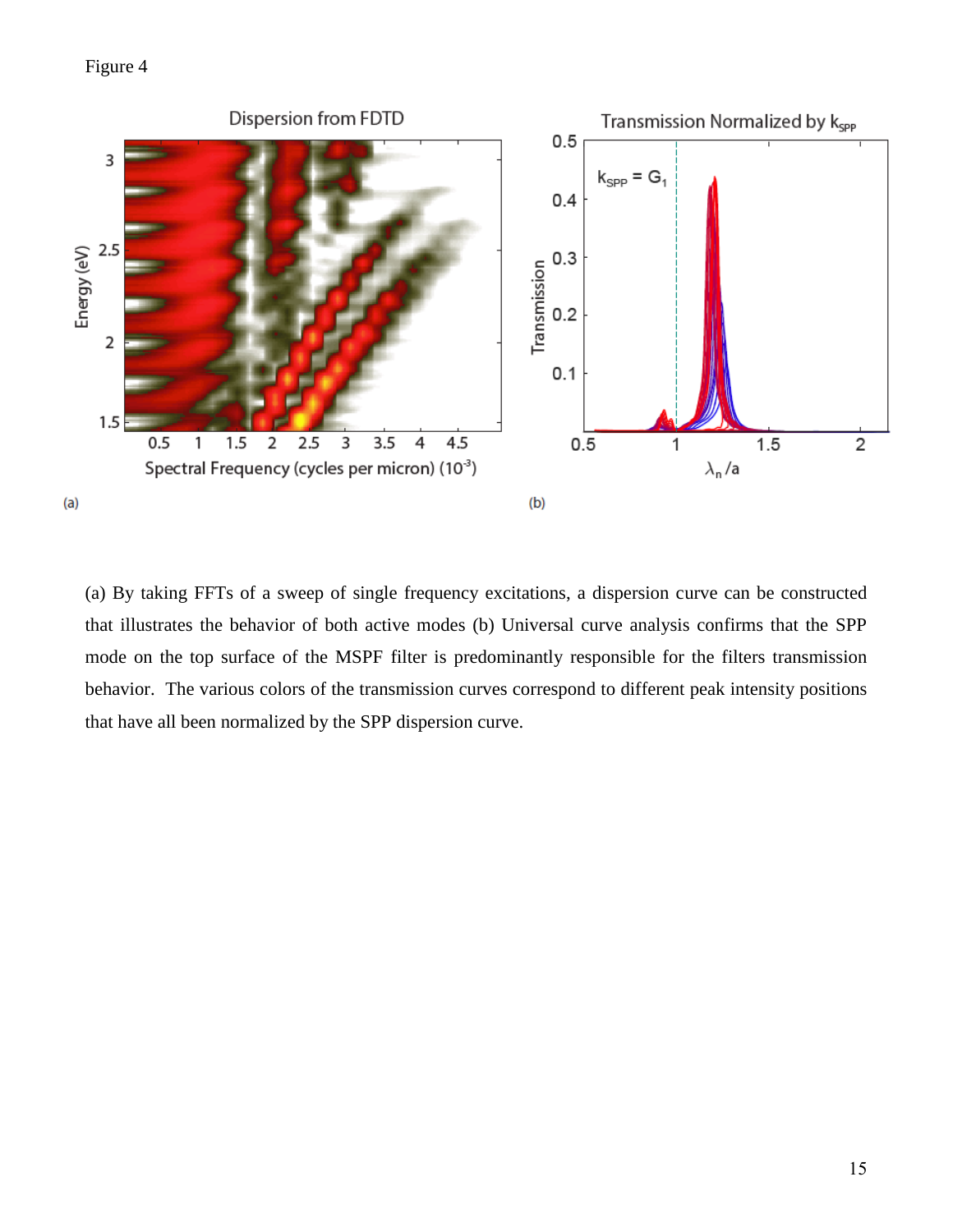Figure 4

(a) By taking FFTs of a sweep of single frequency excitations, a dispersion curve can be constructed that illustrates the behavior of both active modes (b) Universal curve analysis confirms that the SPP mode on the top surface of the MSPF filter is predominantly responsible for the filters transmission behavior. The various colors of the transmission curves correspond to different peak intensity positions that have all been normalized by the SPP dispersion curve.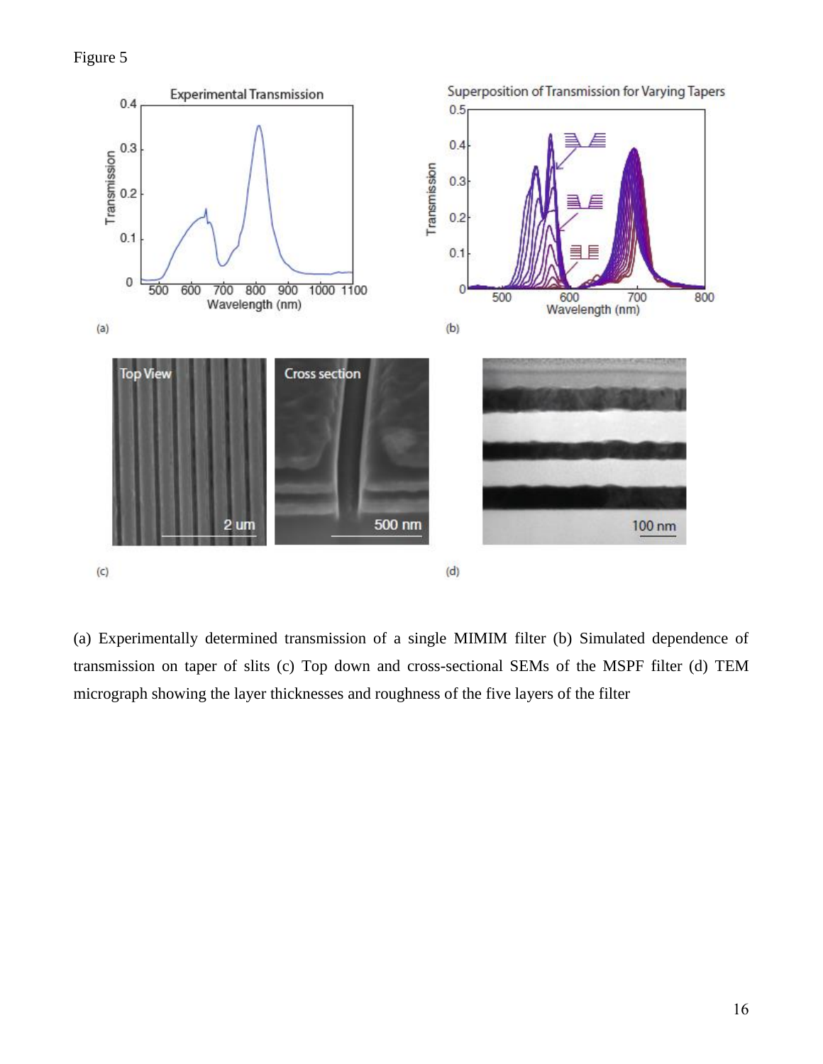Figure 5

(a) Experimentally determined transmission of a single MIMIM filter (b) Simulated dependence of transmission on taper of slits (c) Top down and cross-sectional SEMs of the MSPF filter (d) TEM micrograph showing the layer thicknesses and roughness of the five layers of the filter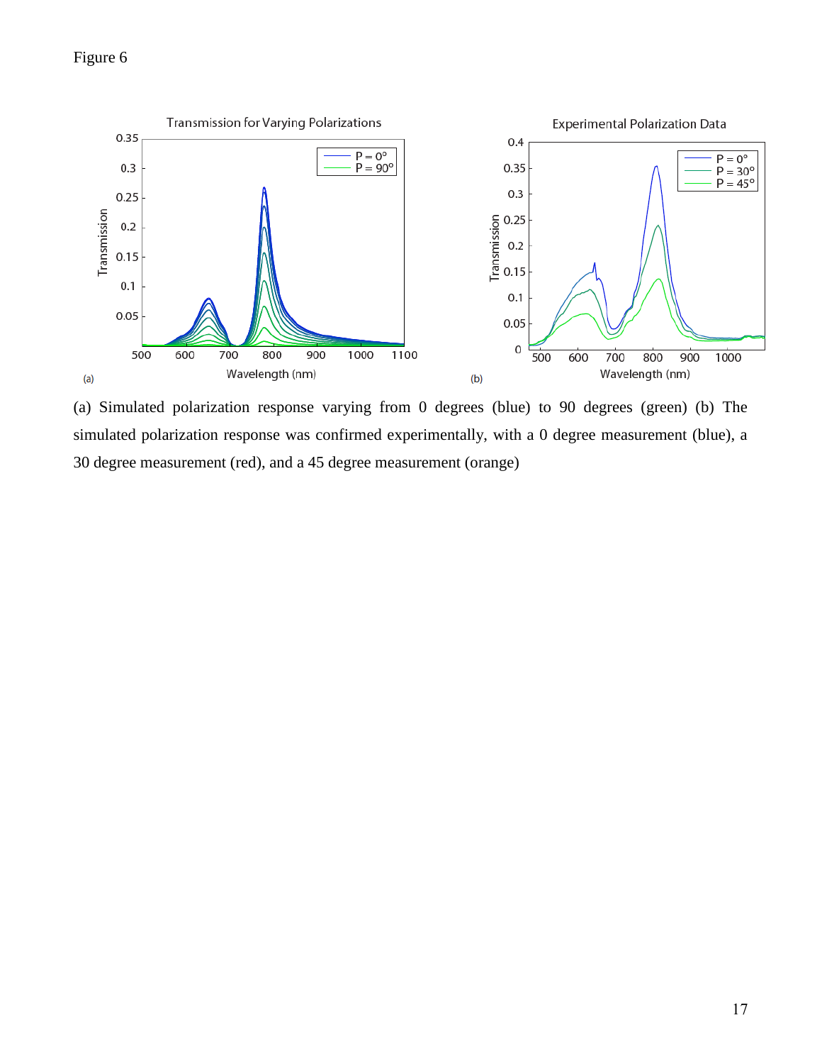Figure 6

(a) Simulated polarization response varying from 0 degrees (blue) to 90 degrees (green) (b) The simulated polarization response was confirmed experimentally, with a 0 degree measurement (blue), a 30 degree measurement (red), and a 45 degree measurement (orange)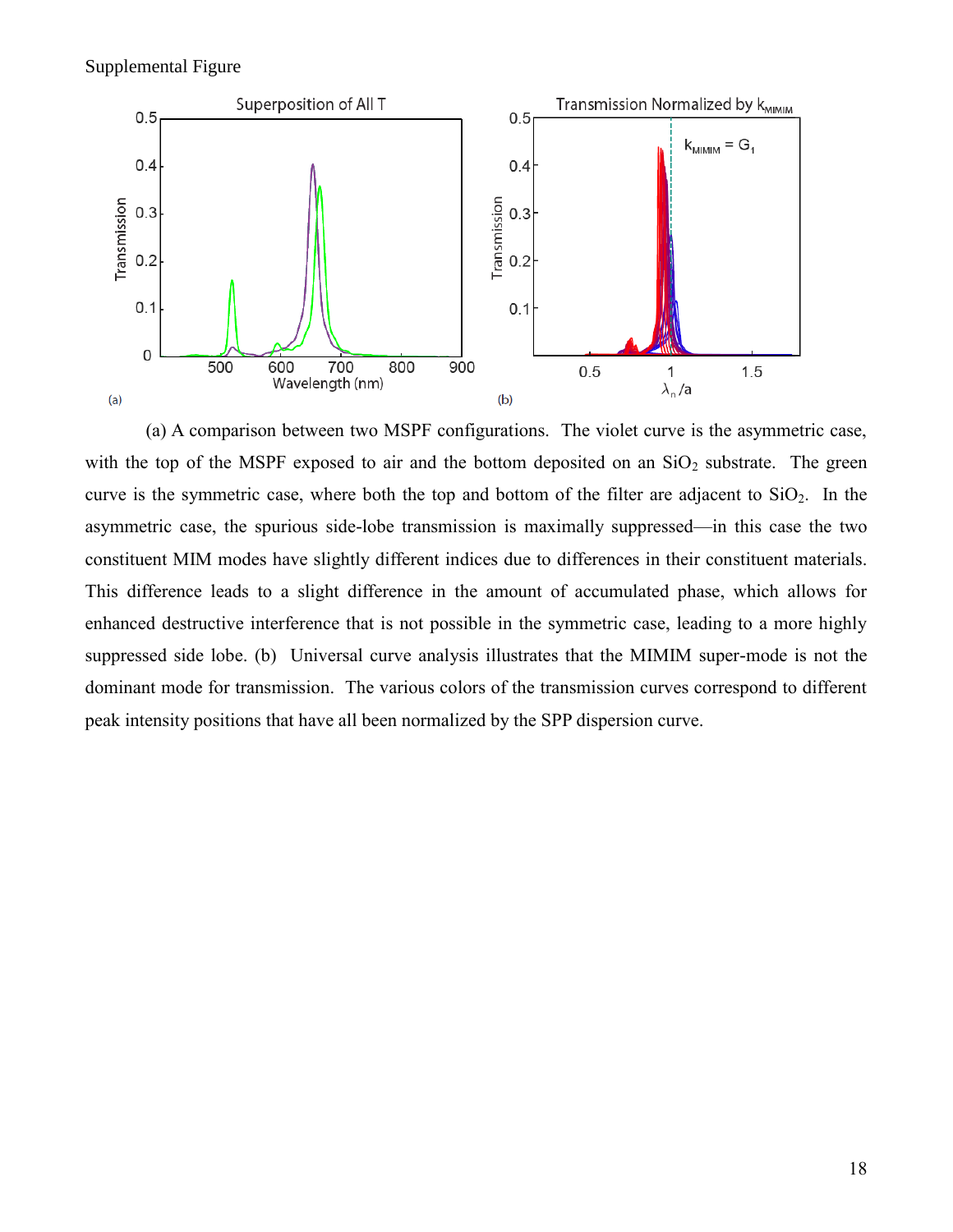Supplemental Figure

Superposition of All T

Transmission

0.5
0.4
0.3
0.2
0.1
0

500 600 700 800 900

Wavelength (nm)

(a)

Transmission Normalized by $k_{MIMIM}$

$k_{MIMIM} = G_1$

Transmission

0.5
0.4
0.3
0.2
0.1

0.5 1 1.5

$\lambda_n/a$

(b)

(a) A comparison between two MSPF configurations. The violet curve is the asymmetric case, with the top of the MSPF exposed to air and the bottom deposited on an $SiO_2$ substrate. The green curve is the symmetric case, where both the top and bottom of the filter are adjacent to $SiO_2$. In the asymmetric case, the spurious side-lobe transmission is maximally suppressed—in this case the two constituent MIM modes have slightly different indices due to differences in their constituent materials. This difference leads to a slight difference in the amount of accumulated phase, which allows for enhanced destructive interference that is not possible in the symmetric case, leading to a more highly suppressed side lobe. (b) Universal curve analysis illustrates that the MIMIM super-mode is not the dominant mode for transmission. The various colors of the transmission curves correspond to different peak intensity positions that have all been normalized by the SPP dispersion curve.